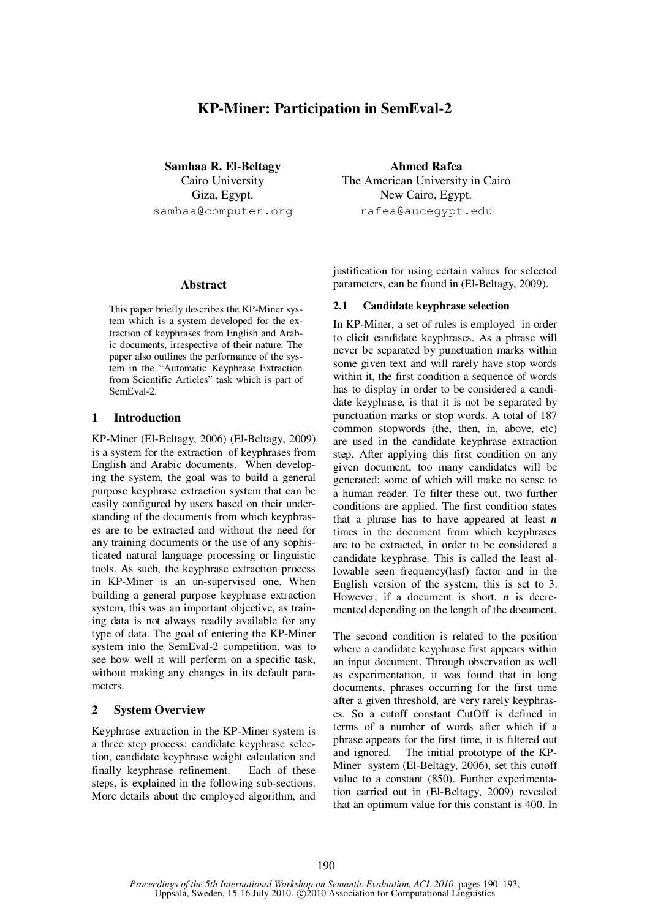# KP-Miner: Participation in SemEval-2

**Samhaa R. El-Beltagy**
Cairo University
Giza, Egypt.
samhaa@computer.org

**Ahmed Rafea**
The American University in Cairo
New Cairo, Egypt.
rafea@aucegypt.edu

## Abstract

This paper briefly describes the KP-Miner system which is a system developed for the extraction of keyphrases from English and Arabic documents, irrespective of their nature. The paper also outlines the performance of the system in the "Automatic Keyphrase Extraction from Scientific Articles" task which is part of SemEval-2.

## 1 Introduction

KP-Miner (El-Beltagy, 2006) (El-Beltagy, 2009) is a system for the extraction of keyphrases from English and Arabic documents. When developing the system, the goal was to build a general purpose keyphrase extraction system that can be easily configured by users based on their understanding of the documents from which keyphrases are to be extracted and without the need for any training documents or the use of any sophisticated natural language processing or linguistic tools. As such, the keyphrase extraction process in KP-Miner is an un-supervised one. When building a general purpose keyphrase extraction system, this was an important objective, as training data is not always readily available for any type of data. The goal of entering the KP-Miner system into the SemEval-2 competition, was to see how well it will perform on a specific task, without making any changes in its default parameters.

## 2 System Overview

Keyphrase extraction in the KP-Miner system is a three step process: candidate keyphrase selection, candidate keyphrase weight calculation and finally keyphrase refinement. Each of these steps, is explained in the following sub-sections. More details about the employed algorithm, and justification for using certain values for selected parameters, can be found in (El-Beltagy, 2009).

### 2.1 Candidate keyphrase selection

In KP-Miner, a set of rules is employed in order to elicit candidate keyphrases. As a phrase will never be separated by punctuation marks within some given text and will rarely have stop words within it, the first condition a sequence of words has to display in order to be considered a candidate keyphrase, is that it is not be separated by punctuation marks or stop words. A total of 187 common stopwords (the, then, in, above, etc) are used in the candidate keyphrase extraction step. After applying this first condition on any given document, too many candidates will be generated; some of which will make no sense to a human reader. To filter these out, two further conditions are applied. The first condition states that a phrase has to have appeared at least ***n*** times in the document from which keyphrases are to be extracted, in order to be considered a candidate keyphrase. This is called the least allowable seen frequency(lasf) factor and in the English version of the system, this is set to 3. However, if a document is short, ***n*** is decremented depending on the length of the document.

The second condition is related to the position where a candidate keyphrase first appears within an input document. Through observation as well as experimentation, it was found that in long documents, phrases occurring for the first time after a given threshold, are very rarely keyphrases. So a cutoff constant CutOff is defined in terms of a number of words after which if a phrase appears for the first time, it is filtered out and ignored. The initial prototype of the KP-Miner system (El-Beltagy, 2006), set this cutoff value to a constant (850). Further experimentation carried out in (El-Beltagy, 2009) revealed that an optimum value for this constant is 400. In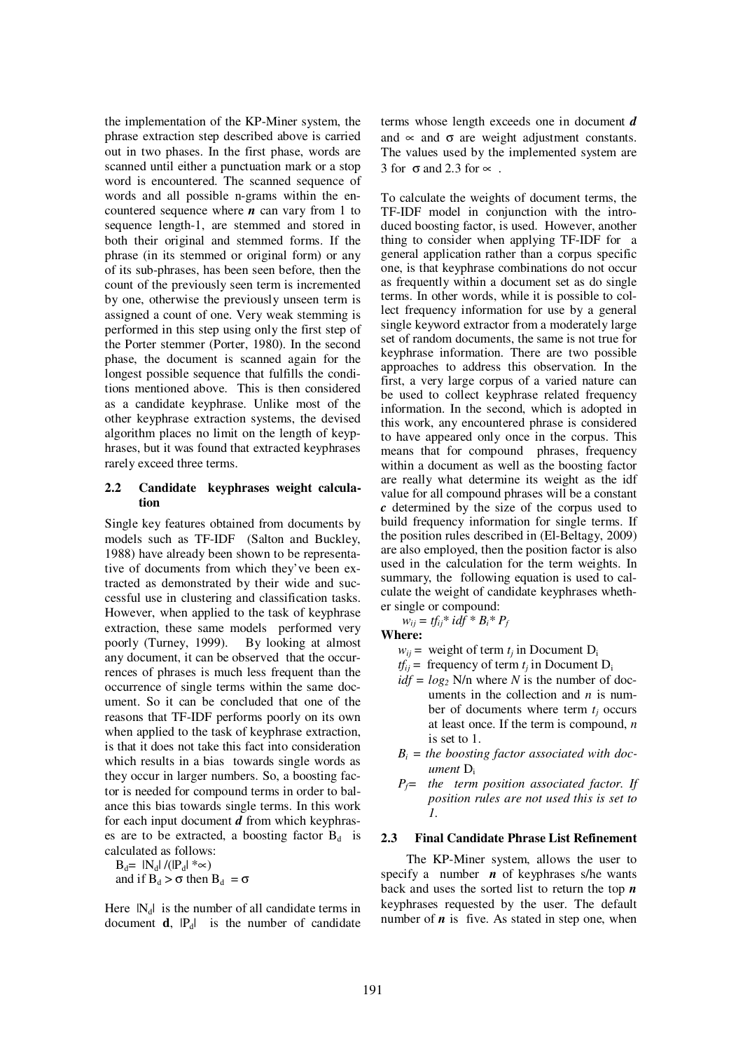the implementation of the KP-Miner system, the phrase extraction step described above is carried out in two phases. In the first phase, words are scanned until either a punctuation mark or a stop word is encountered. The scanned sequence of words and all possible n-grams within the encountered sequence where $n$ can vary from 1 to sequence length-1, are stemmed and stored in both their original and stemmed forms. If the phrase (in its stemmed or original form) or any of its sub-phrases, has been seen before, then the count of the previously seen term is incremented by one, otherwise the previously unseen term is assigned a count of one. Very weak stemming is performed in this step using only the first step of the Porter stemmer (Porter, 1980). In the second phase, the document is scanned again for the longest possible sequence that fulfills the conditions mentioned above. This is then considered as a candidate keyphrase. Unlike most of the other keyphrase extraction systems, the devised algorithm places no limit on the length of keyphrases, but it was found that extracted keyphrases rarely exceed three terms.

### 2.2 Candidate keyphrases weight calculation

Single key features obtained from documents by models such as TF-IDF (Salton and Buckley, 1988) have already been shown to be representative of documents from which they've been extracted as demonstrated by their wide and successful use in clustering and classification tasks. However, when applied to the task of keyphrase extraction, these same models performed very poorly (Turney, 1999). By looking at almost any document, it can be observed that the occurrences of phrases is much less frequent than the occurrence of single terms within the same document. So it can be concluded that one of the reasons that TF-IDF performs poorly on its own when applied to the task of keyphrase extraction, is that it does not take this fact into consideration which results in a bias towards single words as they occur in larger numbers. So, a boosting factor is needed for compound terms in order to balance this bias towards single terms. In this work for each input document $d$ from which keyphrases are to be extracted, a boosting factor $B_d$ is calculated as follows:

$$B_d = |N_d| / (|P_d| * \propto)$$

and if $B_d > \sigma$ then $B_d = \sigma$

Here $|N_d|$ is the number of all candidate terms in document $\mathbf{d}$, $|P_d|$ is the number of candidate terms whose length exceeds one in document $d$ and $\propto$ and $\sigma$ are weight adjustment constants. The values used by the implemented system are 3 for $\sigma$ and 2.3 for $\propto$.

To calculate the weights of document terms, the TF-IDF model in conjunction with the introduced boosting factor, is used. However, another thing to consider when applying TF-IDF for a general application rather than a corpus specific one, is that keyphrase combinations do not occur as frequently within a document set as do single terms. In other words, while it is possible to collect frequency information for use by a general single keyword extractor from a moderately large set of random documents, the same is not true for keyphrase information. There are two possible approaches to address this observation. In the first, a very large corpus of a varied nature can be used to collect keyphrase related frequency information. In the second, which is adopted in this work, any encountered phrase is considered to have appeared only once in the corpus. This means that for compound phrases, frequency within a document as well as the boosting factor are really what determine its weight as the idf value for all compound phrases will be a constant $c$ determined by the size of the corpus used to build frequency information for single terms. If the position rules described in (El-Beltagy, 2009) are also employed, then the position factor is also used in the calculation for the term weights. In summary, the following equation is used to calculate the weight of candidate keyphrases whether single or compound:

$$w_{ij} = tf_{ij} * idf * B_i * P_f$$

**Where:**

- $w_{ij}$ = weight of term $t_j$ in Document $D_i$
- $tf_{ij}$ = frequency of term $t_j$ in Document $D_i$
- $idf = log_2$ N/n where $N$ is the number of documents in the collection and $n$ is number of documents where term $t_j$ occurs at least once. If the term is compound, $n$ is set to 1.
- $B_i$ = *the boosting factor associated with document* $D_i$
- $P_f$ = *the term position associated factor. If position rules are not used this is set to 1.*

### 2.3 Final Candidate Phrase List Refinement

The KP-Miner system, allows the user to specify a number $n$ of keyphrases s/he wants back and uses the sorted list to return the top $n$ keyphrases requested by the user. The default number of $n$ is five. As stated in step one, when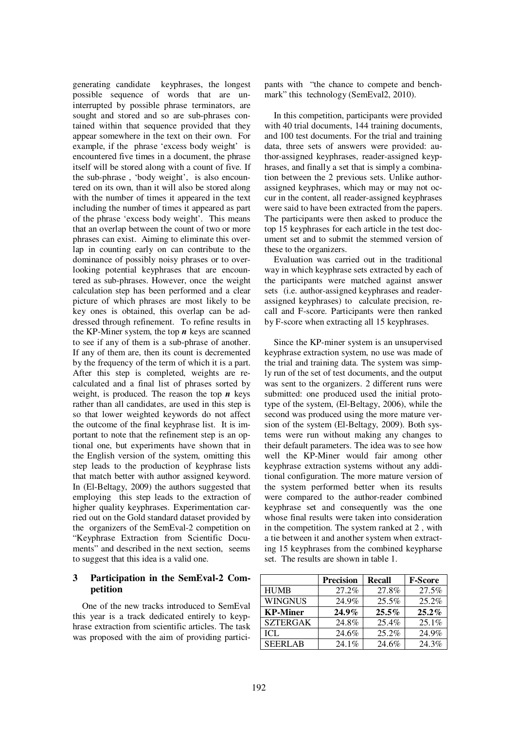generating candidate keyphrases, the longest possible sequence of words that are uninterrupted by possible phrase terminators, are sought and stored and so are sub-phrases contained within that sequence provided that they appear somewhere in the text on their own. For example, if the phrase 'excess body weight' is encountered five times in a document, the phrase itself will be stored along with a count of five. If the sub-phrase , 'body weight', is also encountered on its own, than it will also be stored along with the number of times it appeared in the text including the number of times it appeared as part of the phrase 'excess body weight'. This means that an overlap between the count of two or more phrases can exist. Aiming to eliminate this overlap in counting early on can contribute to the dominance of possibly noisy phrases or to overlooking potential keyphrases that are encountered as sub-phrases. However, once the weight calculation step has been performed and a clear picture of which phrases are most likely to be key ones is obtained, this overlap can be addressed through refinement. To refine results in the KP-Miner system, the top ***n*** keys are scanned to see if any of them is a sub-phrase of another. If any of them are, then its count is decremented by the frequency of the term of which it is a part. After this step is completed, weights are recalculated and a final list of phrases sorted by weight, is produced. The reason the top ***n*** keys rather than all candidates, are used in this step is so that lower weighted keywords do not affect the outcome of the final keyphrase list. It is important to note that the refinement step is an optional one, but experiments have shown that in the English version of the system, omitting this step leads to the production of keyphrase lists that match better with author assigned keyword. In (El-Beltagy, 2009) the authors suggested that employing this step leads to the extraction of higher quality keyphrases. Experimentation carried out on the Gold standard dataset provided by the organizers of the SemEval-2 competition on "Keyphrase Extraction from Scientific Documents" and described in the next section, seems to suggest that this idea is a valid one.

## 3 Participation in the SemEval-2 Competition

One of the new tracks introduced to SemEval this year is a track dedicated entirely to keyphrase extraction from scientific articles. The task was proposed with the aim of providing participants with "the chance to compete and benchmark" this technology (SemEval2, 2010).

In this competition, participants were provided with 40 trial documents, 144 training documents, and 100 test documents. For the trial and training data, three sets of answers were provided: author-assigned keyphrases, reader-assigned keyphrases, and finally a set that is simply a combination between the 2 previous sets. Unlike author-assigned keyphrases, which may or may not occur in the content, all reader-assigned keyphrases were said to have been extracted from the papers. The participants were then asked to produce the top 15 keyphrases for each article in the test document set and to submit the stemmed version of these to the organizers.

Evaluation was carried out in the traditional way in which keyphrase sets extracted by each of the participants were matched against answer sets (i.e. author-assigned keyphrases and reader-assigned keyphrases) to calculate precision, recall and F-score. Participants were then ranked by F-score when extracting all 15 keyphrases.

Since the KP-miner system is an unsupervised keyphrase extraction system, no use was made of the trial and training data. The system was simply run of the set of test documents, and the output was sent to the organizers. 2 different runs were submitted: one produced used the initial prototype of the system, (El-Beltagy, 2006), while the second was produced using the more mature version of the system (El-Beltagy, 2009). Both systems were run without making any changes to their default parameters. The idea was to see how well the KP-Miner would fair among other keyphrase extraction systems without any additional configuration. The more mature version of the system performed better when its results were compared to the author-reader combined keyphrase set and consequently was the one whose final results were taken into consideration in the competition. The system ranked at 2 , with a tie between it and another system when extracting 15 keyphrases from the combined keypharse set. The results are shown in table 1.

| | Precision | Recall | F-Score |
|---|---|---|---|
| HUMB | 27.2% | 27.8% | 27.5% |
| WINGNUS | 24.9% | 25.5% | 25.2% |
| **KP-Miner** | **24.9%** | **25.5%** | **25.2%** |
| SZTERGAK | 24.8% | 25.4% | 25.1% |
| ICL | 24.6% | 25.2% | 24.9% |
| SEERLAB | 24.1% | 24.6% | 24.3% |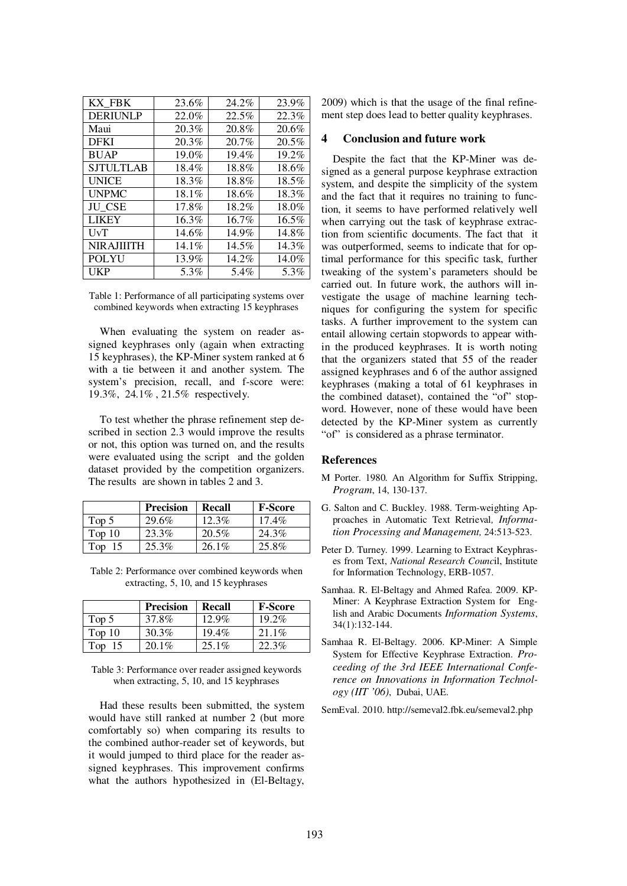| | | | |
|---|---|---|---|
| KX_FBK | 23.6% | 24.2% | 23.9% |
| DERIUNLP | 22.0% | 22.5% | 22.3% |
| Maui | 20.3% | 20.8% | 20.6% |
| DFKI | 20.3% | 20.7% | 20.5% |
| BUAP | 19.0% | 19.4% | 19.2% |
| SJTULTLAB | 18.4% | 18.8% | 18.6% |
| UNICE | 18.3% | 18.8% | 18.5% |
| UNPMC | 18.1% | 18.6% | 18.3% |
| JU_CSE | 17.8% | 18.2% | 18.0% |
| LIKEY | 16.3% | 16.7% | 16.5% |
| UvT | 14.6% | 14.9% | 14.8% |
| NIRAJIIITH | 14.1% | 14.5% | 14.3% |
| POLYU | 13.9% | 14.2% | 14.0% |
| UKP | 5.3% | 5.4% | 5.3% |

Table 1: Performance of all participating systems over combined keywords when extracting 15 keyphrases

When evaluating the system on reader assigned keyphrases only (again when extracting 15 keyphrases), the KP-Miner system ranked at 6 with a tie between it and another system. The system's precision, recall, and f-score were: 19.3%, 24.1% , 21.5% respectively.

To test whether the phrase refinement step described in section 2.3 would improve the results or not, this option was turned on, and the results were evaluated using the script and the golden dataset provided by the competition organizers. The results are shown in tables 2 and 3.

| | **Precision** | **Recall** | **F-Score** |
|---|---|---|---|
| Top 5 | 29.6% | 12.3% | 17.4% |
| Top 10 | 23.3% | 20.5% | 24.3% |
| Top 15 | 25.3% | 26.1% | 25.8% |

Table 2: Performance over combined keywords when extracting, 5, 10, and 15 keyphrases

| | **Precision** | **Recall** | **F-Score** |
|---|---|---|---|
| Top 5 | 37.8% | 12.9% | 19.2% |
| Top 10 | 30.3% | 19.4% | 21.1% |
| Top 15 | 20.1% | 25.1% | 22.3% |

Table 3: Performance over reader assigned keywords when extracting, 5, 10, and 15 keyphrases

Had these results been submitted, the system would have still ranked at number 2 (but more comfortably so) when comparing its results to the combined author-reader set of keywords, but it would jumped to third place for the reader assigned keyphrases. This improvement confirms what the authors hypothesized in (El-Beltagy, 2009) which is that the usage of the final refinement step does lead to better quality keyphrases.

## 4 Conclusion and future work

Despite the fact that the KP-Miner was designed as a general purpose keyphrase extraction system, and despite the simplicity of the system and the fact that it requires no training to function, it seems to have performed relatively well when carrying out the task of keyphrase extraction from scientific documents. The fact that it was outperformed, seems to indicate that for optimal performance for this specific task, further tweaking of the system's parameters should be carried out. In future work, the authors will investigate the usage of machine learning techniques for configuring the system for specific tasks. A further improvement to the system can entail allowing certain stopwords to appear within the produced keyphrases. It is worth noting that the organizers stated that 55 of the reader assigned keyphrases and 6 of the author assigned keyphrases (making a total of 61 keyphrases in the combined dataset), contained the "of" stopword. However, none of these would have been detected by the KP-Miner system as currently "of" is considered as a phrase terminator.

## References

M Porter. 1980. An Algorithm for Suffix Stripping, *Program*, 14, 130-137.

G. Salton and C. Buckley. 1988. Term-weighting Approaches in Automatic Text Retrieval, *Information Processing and Management,* 24:513-523.

Peter D. Turney. 1999. Learning to Extract Keyphrases from Text, *National Research Counc*il, Institute for Information Technology, ERB-1057.

Samhaa. R. El-Beltagy and Ahmed Rafea. 2009. KP-Miner: A Keyphrase Extraction System for English and Arabic Documents *Information Systems*, 34(1):132-144.

Samhaa R. El-Beltagy. 2006. KP-Miner: A Simple System for Effective Keyphrase Extraction. *Proceeding of the 3rd IEEE International Conference on Innovations in Information Technology (IIT '06)*, Dubai, UAE.

SemEval. 2010. http://semeval2.fbk.eu/semeval2.php